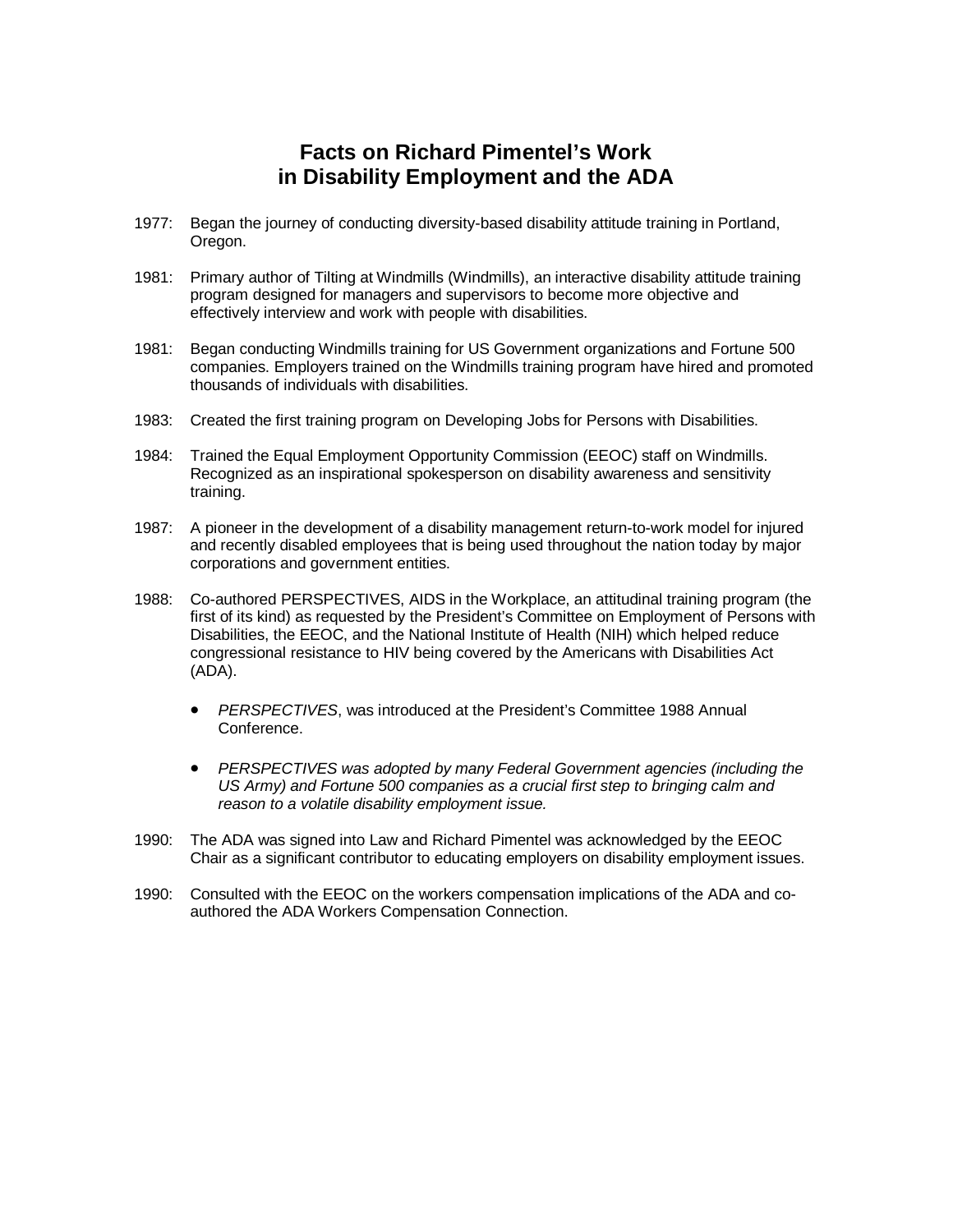# Facts on Richard Pimentel's Work in Disability Employment and the ADA

1977: Began the journey of conducting diversity-based disability attitude training in Portland, Oregon.

1981: Primary author of Tilting at Windmills (Windmills), an interactive disability attitude training program designed for managers and supervisors to become more objective and effectively interview and work with people with disabilities.

1981: Began conducting Windmills training for US Government organizations and Fortune 500 companies. Employers trained on the Windmills training program have hired and promoted thousands of individuals with disabilities.

1983: Created the first training program on Developing Jobs for Persons with Disabilities.

1984: Trained the Equal Employment Opportunity Commission (EEOC) staff on Windmills. Recognized as an inspirational spokesperson on disability awareness and sensitivity training.

1987: A pioneer in the development of a disability management return-to-work model for injured and recently disabled employees that is being used throughout the nation today by major corporations and government entities.

1988: Co-authored PERSPECTIVES, AIDS in the Workplace, an attitudinal training program (the first of its kind) as requested by the President's Committee on Employment of Persons with Disabilities, the EEOC, and the National Institute of Health (NIH) which helped reduce congressional resistance to HIV being covered by the Americans with Disabilities Act (ADA).

- *PERSPECTIVES*, was introduced at the President's Committee 1988 Annual Conference.
- *PERSPECTIVES was adopted by many Federal Government agencies (including the US Army) and Fortune 500 companies as a crucial first step to bringing calm and reason to a volatile disability employment issue.*

1990: The ADA was signed into Law and Richard Pimentel was acknowledged by the EEOC Chair as a significant contributor to educating employers on disability employment issues.

1990: Consulted with the EEOC on the workers compensation implications of the ADA and co-authored the ADA Workers Compensation Connection.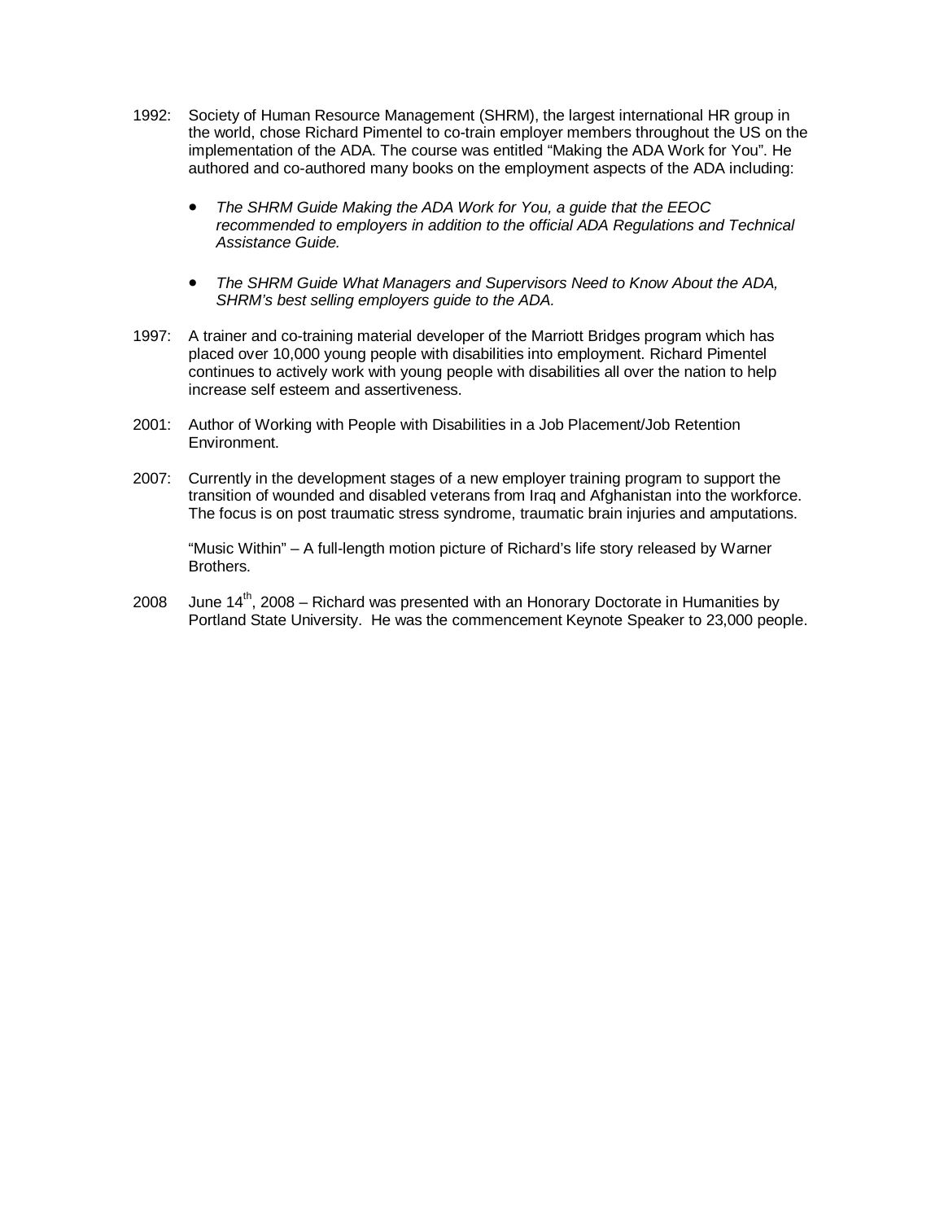1992: Society of Human Resource Management (SHRM), the largest international HR group in the world, chose Richard Pimentel to co-train employer members throughout the US on the implementation of the ADA. The course was entitled "Making the ADA Work for You". He authored and co-authored many books on the employment aspects of the ADA including:

- *The SHRM Guide Making the ADA Work for You, a guide that the EEOC recommended to employers in addition to the official ADA Regulations and Technical Assistance Guide.*

- *The SHRM Guide What Managers and Supervisors Need to Know About the ADA, SHRM's best selling employers guide to the ADA.*

1997: A trainer and co-training material developer of the Marriott Bridges program which has placed over 10,000 young people with disabilities into employment. Richard Pimentel continues to actively work with young people with disabilities all over the nation to help increase self esteem and assertiveness.

2001: Author of Working with People with Disabilities in a Job Placement/Job Retention Environment.

2007: Currently in the development stages of a new employer training program to support the transition of wounded and disabled veterans from Iraq and Afghanistan into the workforce. The focus is on post traumatic stress syndrome, traumatic brain injuries and amputations.

"Music Within" – A full-length motion picture of Richard's life story released by Warner Brothers.

2008 June 14th, 2008 – Richard was presented with an Honorary Doctorate in Humanities by Portland State University. He was the commencement Keynote Speaker to 23,000 people.